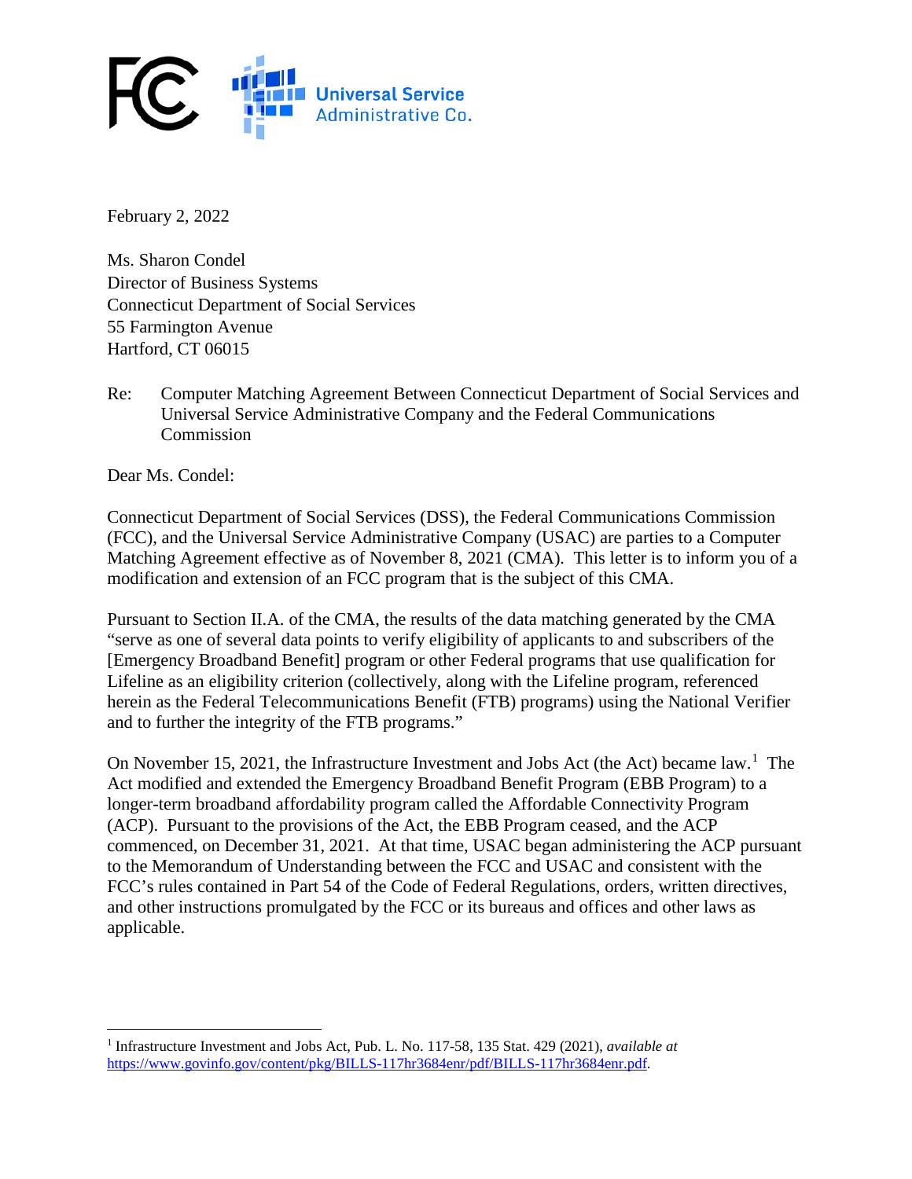February 2, 2022

Ms. Sharon Condel
Director of Business Systems
Connecticut Department of Social Services
55 Farmington Avenue
Hartford, CT 06015

Re: Computer Matching Agreement Between Connecticut Department of Social Services and Universal Service Administrative Company and the Federal Communications Commission

Dear Ms. Condel:

Connecticut Department of Social Services (DSS), the Federal Communications Commission (FCC), and the Universal Service Administrative Company (USAC) are parties to a Computer Matching Agreement effective as of November 8, 2021 (CMA). This letter is to inform you of a modification and extension of an FCC program that is the subject of this CMA.

Pursuant to Section II.A. of the CMA, the results of the data matching generated by the CMA "serve as one of several data points to verify eligibility of applicants to and subscribers of the [Emergency Broadband Benefit] program or other Federal programs that use qualification for Lifeline as an eligibility criterion (collectively, along with the Lifeline program, referenced herein as the Federal Telecommunications Benefit (FTB) programs) using the National Verifier and to further the integrity of the FTB programs."

On November 15, 2021, the Infrastructure Investment and Jobs Act (the Act) became law.[1] The Act modified and extended the Emergency Broadband Benefit Program (EBB Program) to a longer-term broadband affordability program called the Affordable Connectivity Program (ACP). Pursuant to the provisions of the Act, the EBB Program ceased, and the ACP commenced, on December 31, 2021. At that time, USAC began administering the ACP pursuant to the Memorandum of Understanding between the FCC and USAC and consistent with the FCC's rules contained in Part 54 of the Code of Federal Regulations, orders, written directives, and other instructions promulgated by the FCC or its bureaus and offices and other laws as applicable.

---

[1] Infrastructure Investment and Jobs Act, Pub. L. No. 117-58, 135 Stat. 429 (2021), *available at* https://www.govinfo.gov/content/pkg/BILLS-117hr3684enr/pdf/BILLS-117hr3684enr.pdf.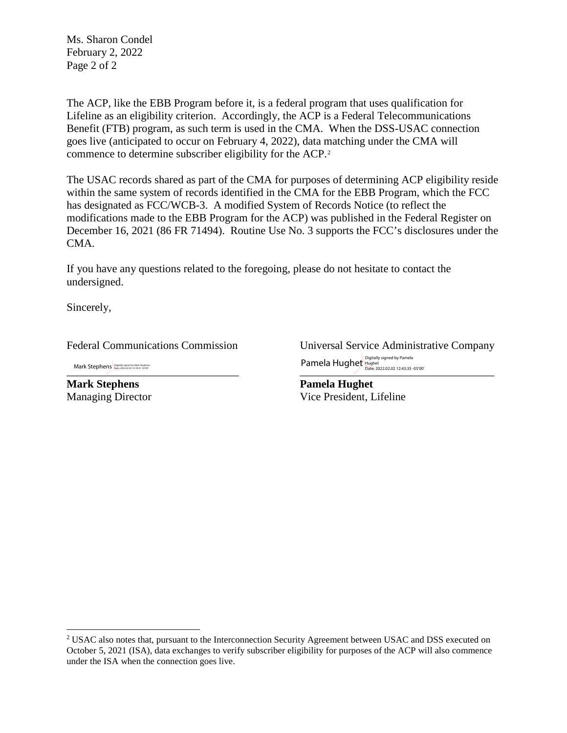The ACP, like the EBB Program before it, is a federal program that uses qualification for Lifeline as an eligibility criterion. Accordingly, the ACP is a Federal Telecommunications Benefit (FTB) program, as such term is used in the CMA. When the DSS-USAC connection goes live (anticipated to occur on February 4, 2022), data matching under the CMA will commence to determine subscriber eligibility for the ACP.[2]

The USAC records shared as part of the CMA for purposes of determining ACP eligibility reside within the same system of records identified in the CMA for the EBB Program, which the FCC has designated as FCC/WCB-3. A modified System of Records Notice (to reflect the modifications made to the EBB Program for the ACP) was published in the Federal Register on December 16, 2021 (86 FR 71494). Routine Use No. 3 supports the FCC's disclosures under the CMA.

If you have any questions related to the foregoing, please do not hesitate to contact the undersigned.

Sincerely,

| | |
|---|---|
| Federal Communications Commission | Universal Service Administrative Company |
| Mark Stephens (Digitally signed by Mark Stephens Date: 2022.02.02 14:18:41 -05'00') | Pamela Hughet (Digitally signed by Pamela Hughet Date: 2022.02.02 12:43:35 -05'00') |
| **Mark Stephens** | **Pamela Hughet** |
| Managing Director | Vice President, Lifeline |

---

[2] USAC also notes that, pursuant to the Interconnection Security Agreement between USAC and DSS executed on October 5, 2021 (ISA), data exchanges to verify subscriber eligibility for purposes of the ACP will also commence under the ISA when the connection goes live.